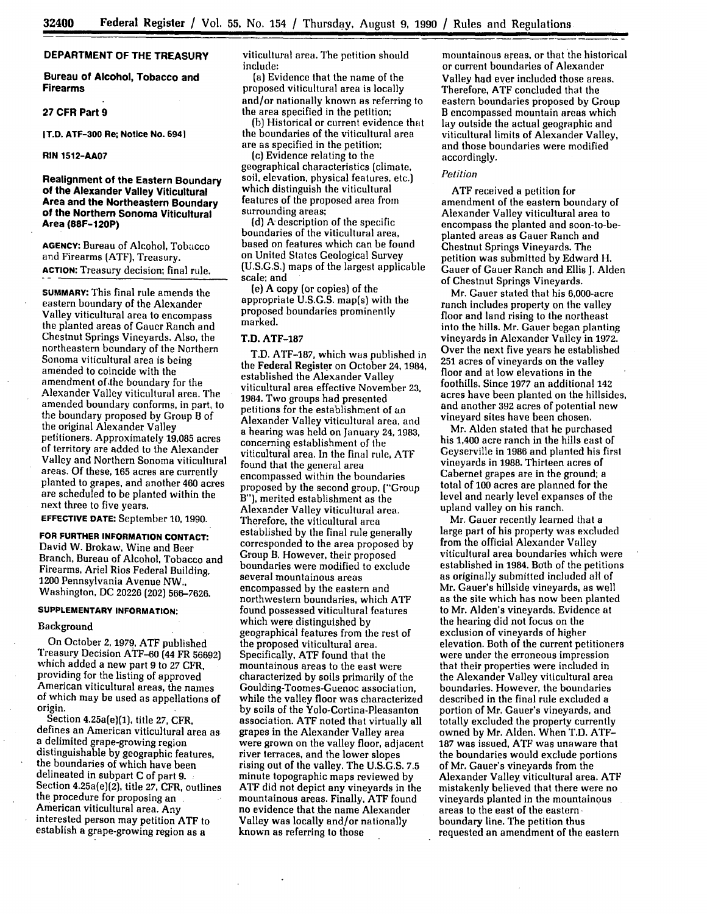**DEPARTMENT OF THE TREASURY**

**Bureau of Alcohol, Tobacco and Firearms**

**27 CFR Part 9**

**[T.D. ATF-300 Re; Notice No. 694]**

**RIN 1512-AA07**

# Realignment of the Eastern Boundary of the Alexander Valley Viticultural Area and the Northeastern Boundary of the Northern Sonoma Viticultural Area (88F-120P)

**AGENCY:** Bureau of Alcohol, Tobacco and Firearms (ATF), Treasury.

**ACTION:** Treasury decision; final rule.

**SUMMARY:** This final rule amends the eastern boundary of the Alexander Valley viticultural area to encompass the planted areas of Gauer Ranch and Chestnut Springs Vineyards. Also, the northeastern boundary of the Northern Sonoma viticultural area is being amended to coincide with the amendment of the boundary for the Alexander Valley viticultural area. The amended boundary conforms, in part, to the boundary proposed by Group B of the original Alexander Valley petitioners. Approximately 19,085 acres of territory are added to the Alexander Valley and Northern Sonoma viticultural areas. Of these, 165 acres are currently planted to grapes, and another 460 acres are scheduled to be planted within the next three to five years.

**EFFECTIVE DATE:** September 10, 1990.

**FOR FURTHER INFORMATION CONTACT:** David W. Brokaw, Wine and Beer Branch, Bureau of Alcohol, Tobacco and Firearms, Ariel Rios Federal Building, 1200 Pennsylvania Avenue NW., Washington, DC 20226 (202) 566-7626.

**SUPPLEMENTARY INFORMATION:**

## Background

On October 2, 1979, ATF published Treasury Decision ATF-60 (44 FR 56692) which added a new part 9 to 27 CFR, providing for the listing of approved American viticultural areas, the names of which may be used as appellations of origin.

Section 4.25a(e)(1), title 27, CFR, defines an American viticultural area as a delimited grape-growing region distinguishable by geographic features, the boundaries of which have been delineated in subpart C of part 9. Section 4.25a(e)(2), title 27, CFR, outlines the procedure for proposing an American viticultural area. Any interested person may petition ATF to establish a grape-growing region as a viticultural area. The petition should include:

(a) Evidence that the name of the proposed viticultural area is locally and/or nationally known as referring to the area specified in the petition;

(b) Historical or current evidence that the boundaries of the viticultural area are as specified in the petition;

(c) Evidence relating to the geographical characteristics (climate, soil, elevation, physical features, etc.) which distinguish the viticultural features of the proposed area from surrounding areas;

(d) A description of the specific boundaries of the viticultural area, based on features which can be found on United States Geological Survey (U.S.G.S.) maps of the largest applicable scale; and

(e) A copy (or copies) of the appropriate U.S.G.S. map(s) with the proposed boundaries prominently marked.

## T.D. ATF-187

T.D. ATF-187, which was published in the Federal Register on October 24, 1984, established the Alexander Valley viticultural area effective November 23, 1984. Two groups had presented petitions for the establishment of an Alexander Valley viticultural area, and a hearing was held on January 24, 1983, concerning establishment of the viticultural area. In the final rule, ATF found that the general area encompassed within the boundaries proposed by the second group, ("Group B"), merited establishment as the Alexander Valley viticultural area. Therefore, the viticultural area established by the final rule generally corresponded to the area proposed by Group B. However, their proposed boundaries were modified to exclude several mountainous areas encompassed by the eastern and northwestern boundaries, which ATF found possessed viticultural features which were distinguished by geographical features from the rest of the proposed viticultural area. Specifically, ATF found that the mountainous areas to the east were characterized by soils primarily of the Goulding-Toomes-Guenoc association, while the valley floor was characterized by soils of the Yolo-Cortina-Pleasanton association. ATF noted that virtually all grapes in the Alexander Valley area were grown on the valley floor, adjacent river terraces, and the lower slopes rising out of the valley. The U.S.G.S. 7.5 minute topographic maps reviewed by ATF did not depict any vineyards in the mountainous areas. Finally, ATF found no evidence that the name Alexander Valley was locally and/or nationally known as referring to those mountainous areas, or that the historical or current boundaries of Alexander Valley had ever included those areas. Therefore, ATF concluded that the eastern boundaries proposed by Group B encompassed mountain areas which lay outside the actual geographic and viticultural limits of Alexander Valley, and those boundaries were modified accordingly.

### *Petition*

ATF received a petition for amendment of the eastern boundary of Alexander Valley viticultural area to encompass the planted and soon-to-be-planted areas as Gauer Ranch and Chestnut Springs Vineyards. The petition was submitted by Edward H. Gauer of Gauer Ranch and Ellis J. Alden of Chestnut Springs Vineyards.

Mr. Gauer stated that his 6,000-acre ranch includes property on the valley floor and land rising to the northeast into the hills. Mr. Gauer began planting vineyards in Alexander Valley in 1972. Over the next five years he established 251 acres of vineyards on the valley floor and at low elevations in the foothills. Since 1977 an additional 142 acres have been planted on the hillsides, and another 392 acres of potential new vineyard sites have been chosen.

Mr. Alden stated that he purchased his 1,400 acre ranch in the hills east of Geyserville in 1986 and planted his first vineyards in 1988. Thirteen acres of Cabernet grapes are in the ground; a total of 100 acres are planned for the level and nearly level expanses of the upland valley on his ranch.

Mr. Gauer recently learned that a large part of his property was excluded from the official Alexander Valley viticultural area boundaries which were established in 1984. Both of the petitions as originally submitted included all of Mr. Gauer's hillside vineyards, as well as the site which has now been planted to Mr. Alden's vineyards. Evidence at the hearing did not focus on the exclusion of vineyards of higher elevation. Both of the current petitioners were under the erroneous impression that their properties were included in the Alexander Valley viticultural area boundaries. However, the boundaries described in the final rule excluded a portion of Mr. Gauer's vineyards, and totally excluded the property currently owned by Mr. Alden. When T.D. ATF-187 was issued, ATF was unaware that the boundaries would exclude portions of Mr. Gauer's vineyards from the Alexander Valley viticultural area. ATF mistakenly believed that there were no vineyards planted in the mountainous areas to the east of the eastern boundary line. The petition thus requested an amendment of the eastern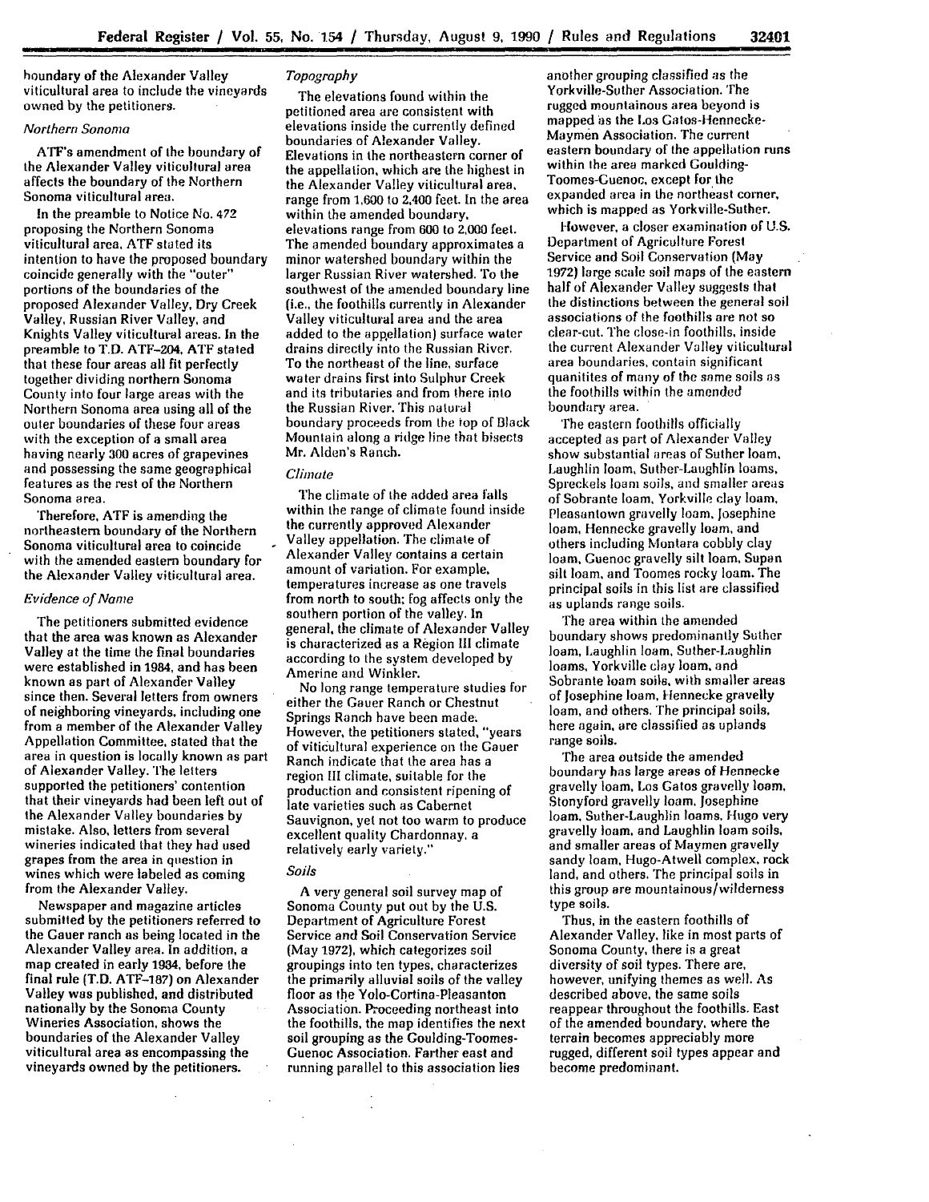boundary of the Alexander Valley viticultural area to include the vineyards owned by the petitioners.

*Northern Sonoma*

ATF's amendment of the boundary of the Alexander Valley viticultural area affects the boundary of the Northern Sonoma viticultural area.

In the preamble to Notice No. 472 proposing the Northern Sonoma viticultural area, ATF stated its intention to have the proposed boundary coincide generally with the "outer" portions of the boundaries of the proposed Alexander Valley, Dry Creek Valley, Russian River Valley, and Knights Valley viticultural areas. In the preamble to T.D. ATF-204, ATF stated that these four areas all fit perfectly together dividing northern Sonoma County into four large areas with the Northern Sonoma area using all of the outer boundaries of these four areas with the exception of a small area having nearly 300 acres of grapevines and possessing the same geographical features as the rest of the Northern Sonoma area.

Therefore, ATF is amending the northeastern boundary of the Northern Sonoma viticultural area to coincide with the amended eastern boundary for the Alexander Valley viticultural area.

*Evidence of Name*

The petitioners submitted evidence that the area was known as Alexander Valley at the time the final boundaries were established in 1984, and has been known as part of Alexander Valley since then. Several letters from owners of neighboring vineyards, including one from a member of the Alexander Valley Appellation Committee, stated that the area in question is locally known as part of Alexander Valley. The letters supported the petitioners' contention that their vineyards had been left out of the Alexander Valley boundaries by mistake. Also, letters from several wineries indicated that they had used grapes from the area in question in wines which were labeled as coming from the Alexander Valley.

Newspaper and magazine articles submitted by the petitioners referred to the Gauer ranch as being located in the Alexander Valley area. In addition, a map created in early 1984, before the final rule (T.D. ATF-187) on Alexander Valley was published, and distributed nationally by the Sonoma County Wineries Association, shows the boundaries of the Alexander Valley viticultural area as encompassing the vineyards owned by the petitioners.

*Topography*

The elevations found within the petitioned area are consistent with elevations inside the currently defined boundaries of Alexander Valley. Elevations in the northeastern corner of the appellation, which are the highest in the Alexander Valley viticultural area, range from 1,600 to 2,400 feet. In the area within the amended boundary, elevations range from 600 to 2,000 feet. The amended boundary approximates a minor watershed boundary within the larger Russian River watershed. To the southwest of the amended boundary line (i.e., the foothills currently in Alexander Valley viticultural area and the area added to the appellation) surface water drains directly into the Russian River. To the northeast of the line, surface water drains first into Sulphur Creek and its tributaries and from there into the Russian River. This natural boundary proceeds from the top of Black Mountain along a ridge line that bisects Mr. Alden's Ranch.

*Climate*

The climate of the added area falls within the range of climate found inside the currently approved Alexander Valley appellation. The climate of Alexander Valley contains a certain amount of variation. For example, temperatures increase as one travels from north to south; fog affects only the southern portion of the valley. In general, the climate of Alexander Valley is characterized as a Region III climate according to the system developed by Amerine and Winkler.

No long range temperature studies for either the Gauer Ranch or Chestnut Springs Ranch have been made. However, the petitioners stated, "years of viticultural experience on the Gauer Ranch indicate that the area has a region III climate, suitable for the production and consistent ripening of late varieties such as Cabernet Sauvignon, yet not too warm to produce excellent quality Chardonnay, a relatively early variety."

*Soils*

A very general soil survey map of Sonoma County put out by the U.S. Department of Agriculture Forest Service and Soil Conservation Service (May 1972), which categorizes soil groupings into ten types, characterizes the primarily alluvial soils of the valley floor as the Yolo-Cortina-Pleasanton Association. Proceeding northeast into the foothills, the map identifies the next soil grouping as the Goulding-Toomes-Guenoc Association. Farther east and running parallel to this association lies another grouping classified as the Yorkville-Suther Association. The rugged mountainous area beyond is mapped as the Los Gatos-Hennecke-Maymen Association. The current eastern boundary of the appellation runs within the area marked Goulding-Toomes-Guenoc, except for the expanded area in the northeast corner, which is mapped as Yorkville-Suther.

However, a closer examination of U.S. Department of Agriculture Forest Service and Soil Conservation (May 1972) large scale soil maps of the eastern half of Alexander Valley suggests that the distinctions between the general soil associations of the foothills are not so clear-cut. The close-in foothills, inside the current Alexander Valley viticultural area boundaries, contain significant quanitites of many of the same soils as the foothills within the amended boundary area.

The eastern foothills officially accepted as part of Alexander Valley show substantial areas of Suther loam, Laughlin loam, Suther-Laughlin loams, Spreckels loam soils, and smaller areas of Sobrante loam, Yorkville clay loam, Pleasantown gravelly loam, Josephine loam, Hennecke gravelly loam, and others including Montara cobbly clay loam, Guenoc gravelly silt loam, Supan silt loam, and Toomes rocky loam. The principal soils in this list are classified as uplands range soils.

The area within the amended boundary shows predominantly Suther loam, Laughlin loam, Suther-Laughlin loams, Yorkville clay loam, and Sobrante loam soils, with smaller areas of Josephine loam, Hennecke gravelly loam, and others. The principal soils, here again, are classified as uplands range soils.

The area outside the amended boundary has large areas of Hennecke gravelly loam, Los Gatos gravelly loam, Stonyford gravelly loam, Josephine loam, Suther-Laughlin loams, Hugo very gravelly loam, and Laughlin loam soils, and smaller areas of Maymen gravelly sandy loam, Hugo-Atwell complex, rock land, and others. The principal soils in this group are mountainous/wilderness type soils.

Thus, in the eastern foothills of Alexander Valley, like in most parts of Sonoma County, there is a great diversity of soil types. There are, however, unifying themes as well. As described above, the same soils reappear throughout the foothills. East of the amended boundary, where the terrain becomes appreciably more rugged, different soil types appear and become predominant.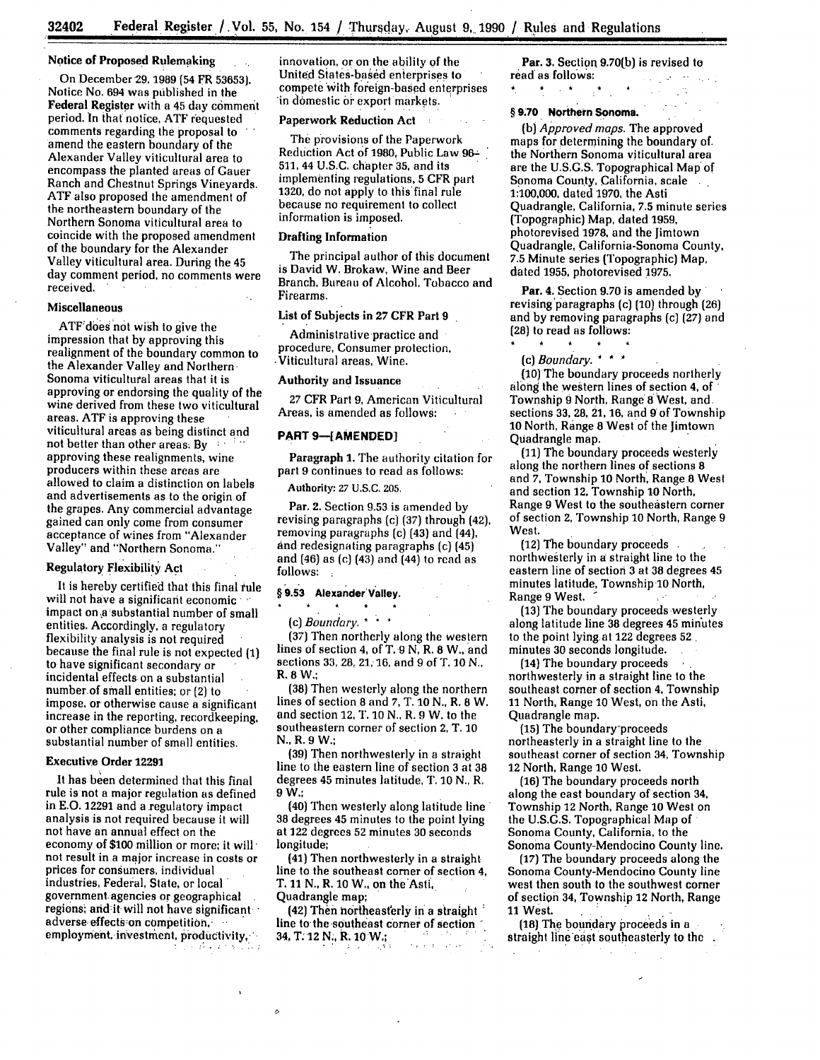## Notice of Proposed Rulemaking

On December 29, 1989 (54 FR 53653), Notice No. 694 was published in the Federal Register with a 45 day comment period. In that notice, ATF requested comments regarding the proposal to amend the eastern boundary of the Alexander Valley viticultural area to encompass the planted areas of Gauer Ranch and Chestnut Springs Vineyards. ATF also proposed the amendment of the northeastern boundary of the Northern Sonoma viticultural area to coincide with the proposed amendment of the boundary for the Alexander Valley viticultural area. During the 45 day comment period, no comments were received.

## Miscellaneous

ATF does not wish to give the impression that by approving this realignment of the boundary common to the Alexander Valley and Northern Sonoma viticultural areas that it is approving or endorsing the quality of the wine derived from these two viticultural areas. ATF is approving these viticultural areas as being distinct and not better than other areas. By approving these realignments, wine producers within these areas are allowed to claim a distinction on labels and advertisements as to the origin of the grapes. Any commercial advantage gained can only come from consumer acceptance of wines from "Alexander Valley" and "Northern Sonoma."

## Regulatory Flexibility Act

It is hereby certified that this final rule will not have a significant economic impact on a substantial number of small entities. Accordingly, a regulatory flexibility analysis is not required because the final rule is not expected (1) to have significant secondary or incidental effects on a substantial number of small entities; or (2) to impose, or otherwise cause a significant increase in the reporting, recordkeeping, or other compliance burdens on a substantial number of small entities.

## Executive Order 12291

It has been determined that this final rule is not a major regulation as defined in E.O. 12291 and a regulatory impact analysis is not required because it will not have an annual effect on the economy of $100 million or more; it will not result in a major increase in costs or prices for consumers, individual industries, Federal, State, or local government agencies or geographical regions; and it will not have significant adverse effects on competition, employment, investment, productivity, innovation, or on the ability of the United States-based enterprises to compete with foreign-based enterprises in domestic or export markets.

## Paperwork Reduction Act

The provisions of the Paperwork Reduction Act of 1980, Public Law 96-511, 44 U.S.C. chapter 35, and its implementing regulations, 5 CFR part 1320, do not apply to this final rule because no requirement to collect information is imposed.

## Drafting Information

The principal author of this document is David W. Brokaw, Wine and Beer Branch, Bureau of Alcohol, Tobacco and Firearms.

## List of Subjects in 27 CFR Part 9

Administrative practice and procedure, Consumer protection, Viticultural areas, Wine.

## Authority and Issuance

27 CFR Part 9, American Viticultural Areas, is amended as follows:

## PART 9—[AMENDED]

Paragraph 1. The authority citation for part 9 continues to read as follows:

Authority: 27 U.S.C. 205.

Par. 2. Section 9.53 is amended by revising paragraphs (c) (37) through (42), removing paragraphs (c) (43) and (44), and redesignating paragraphs (c) (45) and (46) as (c) (43) and (44) to read as follows:

### § 9.53 Alexander Valley.

\* \* \* \* \*

(c) *Boundary.* \* \* \*

(37) Then northerly along the western lines of section 4, of T. 9 N, R. 8 W., and sections 33, 28, 21, 16, and 9 of T. 10 N., R. 8 W.;

(38) Then westerly along the northern lines of section 8 and 7, T. 10 N., R. 8 W. and section 12, T. 10 N., R. 9 W. to the southeastern corner of section 2, T. 10 N., R. 9 W.;

(39) Then northwesterly in a straight line to the eastern line of section 3 at 38 degrees 45 minutes latitude, T. 10 N., R. 9 W.;

(40) Then westerly along latitude line 38 degrees 45 minutes to the point lying at 122 degrees 52 minutes 30 seconds longitude;

(41) Then northwesterly in a straight line to the southeast corner of section 4, T. 11 N., R. 10 W., on the Asti, Quadrangle map;

(42) Then northeasterly in a straight line to the southeast corner of section 34, T. 12 N., R. 10 W.;

Par. 3. Section 9.70(b) is revised to read as follows:

\* \* \* \* \*

### § 9.70 Northern Sonoma.

(b) *Approved maps.* The approved maps for determining the boundary of the Northern Sonoma viticultural area are the U.S.G.S. Topographical Map of Sonoma County, California, scale 1:100,000, dated 1970, the Asti Quadrangle, California, 7.5 minute series (Topographic) Map, dated 1959, photorevised 1978, and the Jimtown Quadrangle, California-Sonoma County, 7.5 Minute series (Topographic) Map, dated 1955, photorevised 1975.

Par. 4. Section 9.70 is amended by revising paragraphs (c) (10) through (26) and by removing paragraphs (c) (27) and (28) to read as follows:

\* \* \* \* \*

(c) *Boundary.* \* \* \*

(10) The boundary proceeds northerly along the western lines of section 4, of Township 9 North, Range 8 West, and sections 33, 28, 21, 16, and 9 of Township 10 North, Range 8 West of the Jimtown Quadrangle map.

(11) The boundary proceeds westerly along the northern lines of sections 8 and 7, Township 10 North, Range 8 West and section 12, Township 10 North, Range 9 West to the southeastern corner of section 2, Township 10 North, Range 9 West.

(12) The boundary proceeds northwesterly in a straight line to the eastern line of section 3 at 38 degrees 45 minutes latitude, Township 10 North, Range 9 West.

(13) The boundary proceeds westerly along latitude line 38 degrees 45 minutes to the point lying at 122 degrees 52 minutes 30 seconds longitude.

(14) The boundary proceeds northwesterly in a straight line to the southeast corner of section 4, Township 11 North, Range 10 West, on the Asti, Quadrangle map.

(15) The boundary proceeds northeasterly in a straight line to the southeast corner of section 34, Township 12 North, Range 10 West.

(16) The boundary proceeds north along the east boundary of section 34, Township 12 North, Range 10 West on the U.S.G.S. Topographical Map of Sonoma County, California, to the Sonoma County-Mendocino County line.

(17) The boundary proceeds along the Sonoma County-Mendocino County line west then south to the southwest corner of section 34, Township 12 North, Range 11 West.

(18) The boundary proceeds in a straight line east southeasterly to the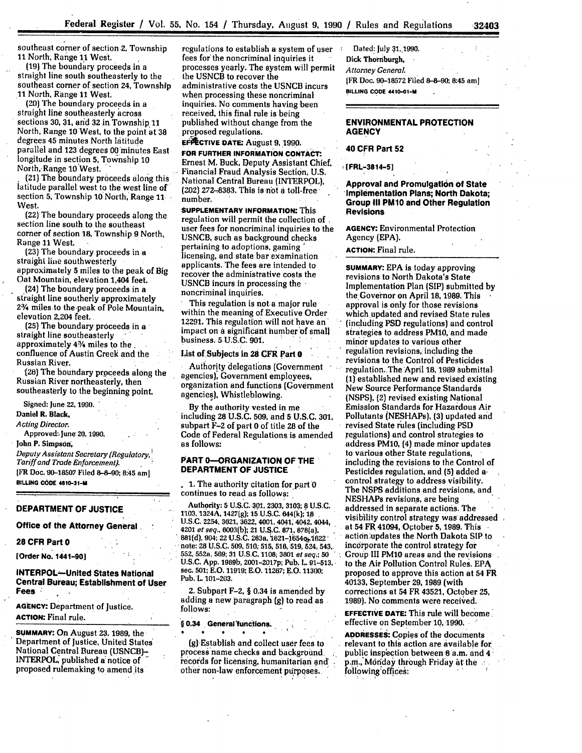southeast corner of section 2, Township 11 North, Range 11 West.

(19) The boundary proceeds in a straight line south southeasterly to the southeast corner of section 24, Township 11 North, Range 11 West.

(20) The boundary proceeds in a straight line southeasterly across sections 30, 31, and 32 in Township 11 North, Range 10 West, to the point at 38 degrees 45 minutes North latitude parallel and 123 degrees 00 minutes East longitude in section 5, Township 10 North, Range 10 West.

(21) The boundary proceeds along this latitude parallel west to the west line of section 5, Township 10 North, Range 11 West.

(22) The boundary proceeds along the section line south to the southeast corner of section 18, Township 9 North, Range 11 West.

(23) The boundary proceeds in a straight line southwesterly approximately 5 miles to the peak of Big Oat Mountain, elevation 1,404 feet.

(24) The boundary proceeds in a straight line southerly approximately 2¾ miles to the peak of Pole Mountain, elevation 2,204 feet.

(25) The boundary proceeds in a straight line southeasterly approximately 4¾ miles to the confluence of Austin Creek and the Russian River.

(26) The boundary proceeds along the Russian River northeasterly, then southeasterly to the beginning point.

Signed: June 22, 1990.

**Daniel R. Black,**

*Acting Director.*

Approved: June 20, 1990.

**John P. Simpson,**

*Deputy Assistant Secretary (Regulatory, Tariff and Trade Enforcement).*

[FR Doc. 90-18507 Filed 8-8-90; 8:45 am]

**BILLING CODE 4810-31-M**

---

## DEPARTMENT OF JUSTICE

### Office of the Attorney General

### 28 CFR Part 0

**[Order No. 1441-90]**

### INTERPOL—United States National Central Bureau; Establishment of User Fees

**AGENCY:** Department of Justice.

**ACTION:** Final rule.

**SUMMARY:** On August 23, 1989, the Department of Justice, United States National Central Bureau (USNCB)–INTERPOL, published a notice of proposed rulemaking to amend its regulations to establish a system of user fees for the noncriminal inquiries it processes yearly. The system will permit the USNCB to recover the administrative costs the USNCB incurs when processing these noncriminal inquiries. No comments having been received, this final rule is being published without change from the proposed regulations.

**EFFECTIVE DATE:** August 9, 1990.

**FOR FURTHER INFORMATION CONTACT:** Ernest M. Buck, Deputy Assistant Chief, Financial Fraud Analysis Section, U.S. National Central Bureau (INTERPOL), (202) 272-8383. This is not a toll-free number.

**SUPPLEMENTARY INFORMATION:** This regulation will permit the collection of user fees for noncriminal inquiries to the USNCB, such as background checks pertaining to adoptions, gaming licensing, and state bar examination applicants. The fees are intended to recover the administrative costs the USNCB incurs in processing the noncriminal inquiries.

This regulation is not a major rule within the meaning of Executive Order 12291. This regulation will not have an impact on a significant number of small business. 5 U.S.C. 901.

### List of Subjects in 28 CFR Part 0

Authority delegations (Government agencies), Government employees, organization and functions (Government agencies), Whistleblowing.

By the authority vested in me including 28 U.S.C. 509, and 5 U.S.C. 301, subpart F-2 of part 0 of title 28 of the Code of Federal Regulations is amended as follows:

## PART 0—ORGANIZATION OF THE DEPARTMENT OF JUSTICE

1. The authority citation for part 0 continues to read as follows:

Authority: 5 U.S.C. 301, 2303, 3103; 8 U.S.C. 1103, 1324A, 1427(g); 15 U.S.C. 644(k); 18 U.S.C. 2254, 3621, 3622, 4001, 4041, 4042, 4044, 4201 *et seq.*, 6003(b); 21 U.S.C. 871, 878(a), 881(d), 904; 22 U.S.C. 263a, 1621-1654o, 1622 note; 28 U.S.C. 509, 510, 515, 516, 519, 524, 543, 552, 552a, 569; 31 U.S.C. 1108; 3801 *et seq.*; 50 U.S.C. App. 1989b, 2001-2017p; Pub. L. 91-513, sec. 501; E.O. 11919; E.O. 11267; E.O. 11300; Pub. L. 101-203.

2. Subpart F-2, § 0.34 is amended by adding a new paragraph (g) to read as follows:

**§ 0.34 General functions.**

\* \* \* \* \*

(g) Establish and collect user fees to process name checks and background records for licensing, humanitarian and other non-law enforcement purposes.

Dated: July 31, 1990.

**Dick Thornburgh,**

*Attorney General.*

[FR Doc. 90-18572 Filed 8-8-90; 8:45 am]

**BILLING CODE 4410-01-M**

---

## ENVIRONMENTAL PROTECTION AGENCY

### 40 CFR Part 52

**[FRL-3814-5]**

### Approval and Promulgation of State Implementation Plans; North Dakota; Group III PM10 and Other Regulation Revisions

**AGENCY:** Environmental Protection Agency (EPA).

**ACTION:** Final rule.

**SUMMARY:** EPA is today approving revisions to North Dakota's State Implementation Plan (SIP) submitted by the Governor on April 18, 1989. This approval is only for those revisions which updated and revised State rules (including PSD regulations) and control strategies to address PM10, and made minor updates to various other regulation revisions, including the revisions to the Control of Pesticides regulation. The April 18, 1989 submittal (1) established new and revised existing New Source Performance Standards (NSPS), (2) revised existing National Emission Standards for Hazardous Air Pollutants (NESHAPs), (3) updated and revised State rules (including PSD regulations) and control strategies to address PM10, (4) made minor updates to various other State regulations, including the revisions to the Control of Pesticides regulation, and (5) added a control strategy to address visibility. The NSPS additions and revisions, and NESHAPs revisions, are being addressed in separate actions. The visibility control strategy was addressed at 54 FR 41094, October 5, 1989. This action updates the North Dakota SIP to incorporate the control strategy for Group III PM10 areas and the revisions to the Air Pollution Control Rules. EPA proposed to approve this action at 54 FR 40133, September 29, 1989 (with corrections at 54 FR 43521, October 25, 1989). No comments were received.

**EFFECTIVE DATE:** This rule will become effective on September 10, 1990.

**ADDRESSES:** Copies of the documents relevant to this action are available for public inspection between 8 a.m. and 4 p.m., Monday through Friday at the following offices: